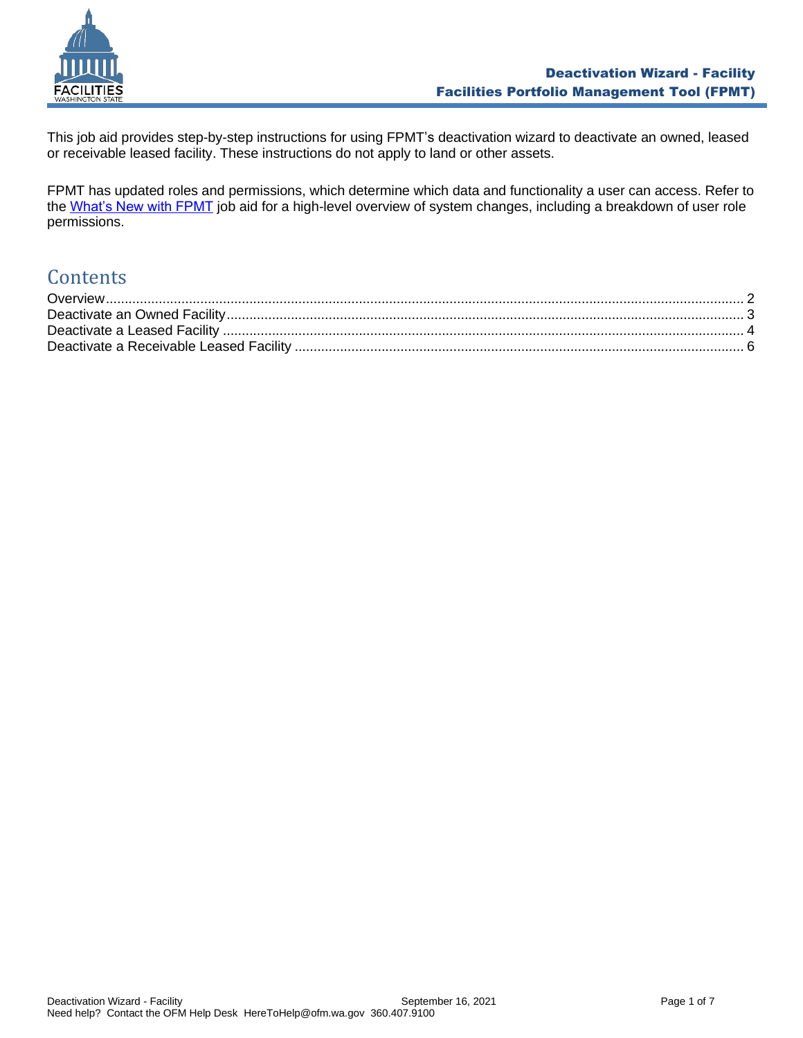This job aid provides step-by-step instructions for using FPMT's deactivation wizard to deactivate an owned, leased or receivable leased facility. These instructions do not apply to land or other assets.

FPMT has updated roles and permissions, which determine which data and functionality a user can access. Refer to the What's New with FPMT job aid for a high-level overview of system changes, including a breakdown of user role permissions.

# Contents

Overview .......... 2
Deactivate an Owned Facility .......... 3
Deactivate a Leased Facility .......... 4
Deactivate a Receivable Leased Facility .......... 6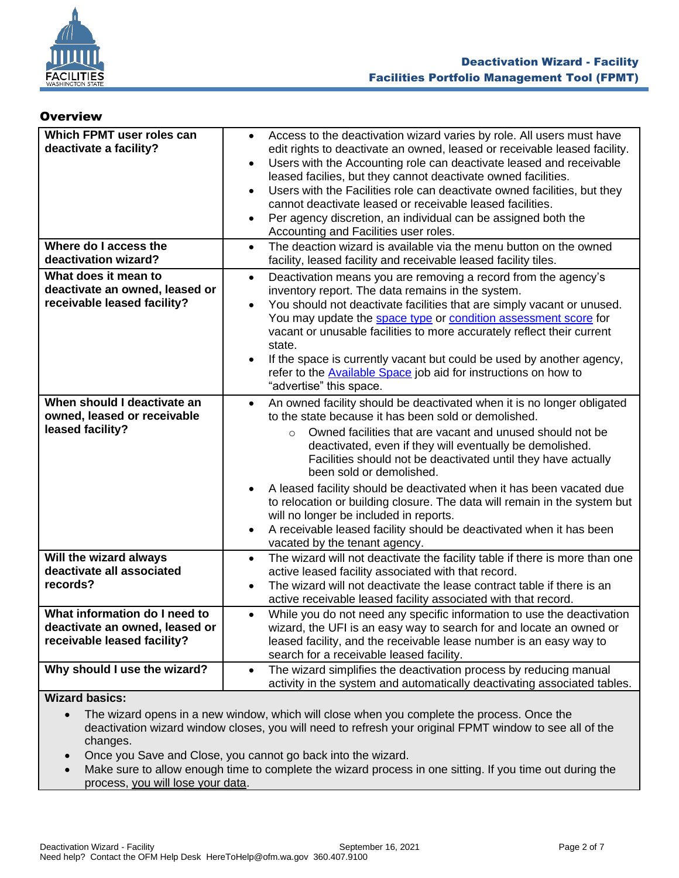## Overview

| Which FPMT user roles can deactivate a facility? | • Access to the deactivation wizard varies by role. All users must have edit rights to deactivate an owned, leased or receivable leased facility.<br>• Users with the Accounting role can deactivate leased and receivable leased facilies, but they cannot deactivate owned facilities.<br>• Users with the Facilities role can deactivate owned facilities, but they cannot deactivate leased or receivable leased facilities.<br>• Per agency discretion, an individual can be assigned both the Accounting and Facilities user roles. |
|---|---|
| **Where do I access the deactivation wizard?** | • The deaction wizard is available via the menu button on the owned facility, leased facility and receivable leased facility tiles. |
| **What does it mean to deactivate an owned, leased or receivable leased facility?** | • Deactivation means you are removing a record from the agency's inventory report. The data remains in the system.<br>• You should not deactivate facilities that are simply vacant or unused. You may update the space type or condition assessment score for vacant or unusable facilities to more accurately reflect their current state.<br>• If the space is currently vacant but could be used by another agency, refer to the Available Space job aid for instructions on how to "advertise" this space. |
| **When should I deactivate an owned, leased or receivable leased facility?** | • An owned facility should be deactivated when it is no longer obligated to the state because it has been sold or demolished.<br>&nbsp;&nbsp;&nbsp;&nbsp;○ Owned facilities that are vacant and unused should not be deactivated, even if they will eventually be demolished. Facilities should not be deactivated until they have actually been sold or demolished.<br>• A leased facility should be deactivated when it has been vacated due to relocation or building closure. The data will remain in the system but will no longer be included in reports.<br>• A receivable leased facility should be deactivated when it has been vacated by the tenant agency. |
| **Will the wizard always deactivate all associated records?** | • The wizard will not deactivate the facility table if there is more than one active leased facility associated with that record.<br>• The wizard will not deactivate the lease contract table if there is an active receivable leased facility associated with that record. |
| **What information do I need to deactivate an owned, leased or receivable leased facility?** | • While you do not need any specific information to use the deactivation wizard, the UFI is an easy way to search for and locate an owned or leased facility, and the receivable lease number is an easy way to search for a receivable leased facility. |
| **Why should I use the wizard?** | • The wizard simplifies the deactivation process by reducing manual activity in the system and automatically deactivating associated tables. |

**Wizard basics:**

- The wizard opens in a new window, which will close when you complete the process. Once the deactivation wizard window closes, you will need to refresh your original FPMT window to see all of the changes.
- Once you Save and Close, you cannot go back into the wizard.
- Make sure to allow enough time to complete the wizard process in one sitting. If you time out during the process, you will lose your data.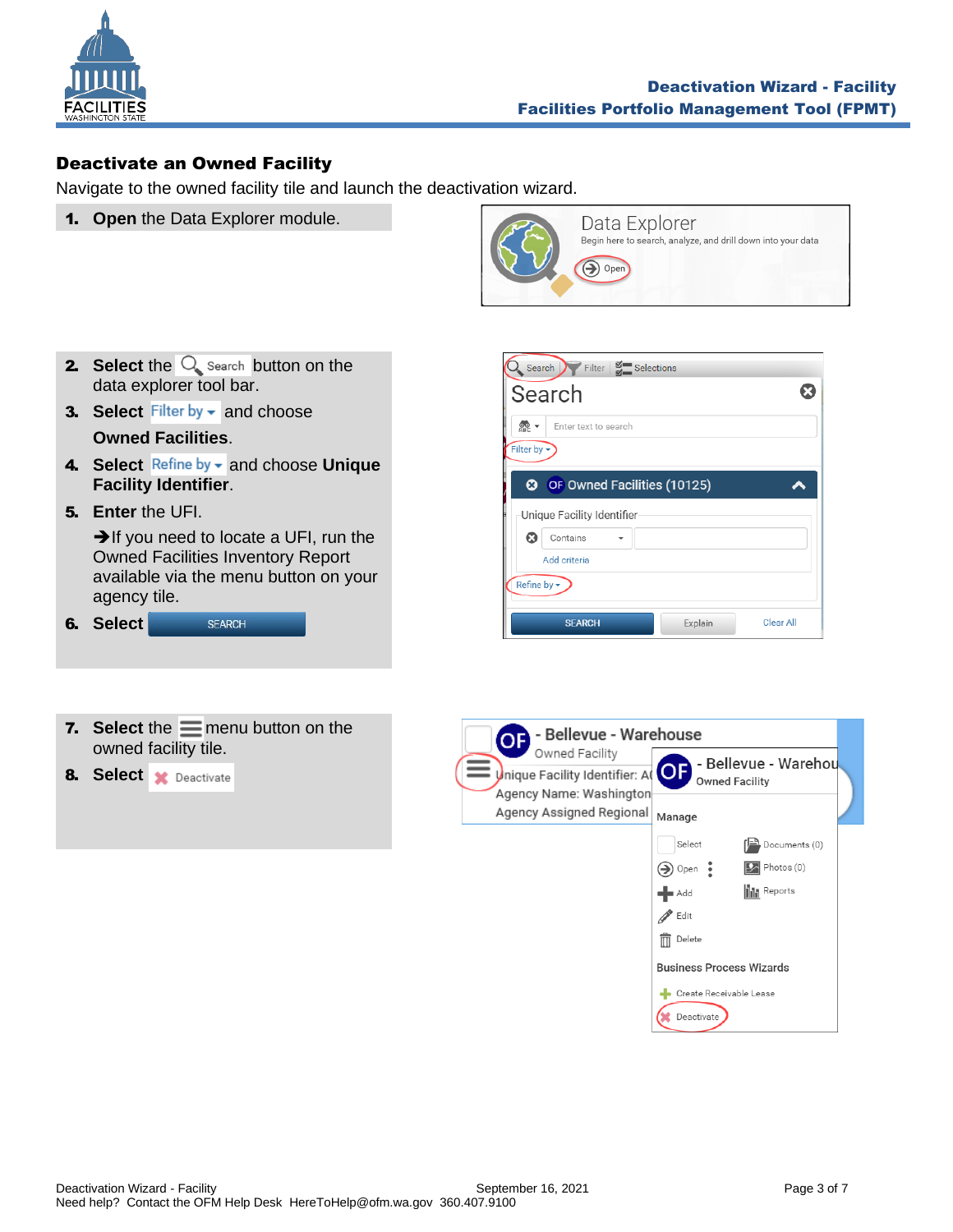## Deactivate an Owned Facility

Navigate to the owned facility tile and launch the deactivation wizard.

1. **Open** the Data Explorer module.
2. **Select** the Search button on the data explorer tool bar.
3. **Select** Filter by and choose **Owned Facilities**.
4. **Select** Refine by and choose **Unique Facility Identifier**.
5. **Enter** the UFI.

   ➔If you need to locate a UFI, run the Owned Facilities Inventory Report available via the menu button on your agency tile.
6. **Select** SEARCH
7. **Select** the menu button on the owned facility tile.
8. **Select** Deactivate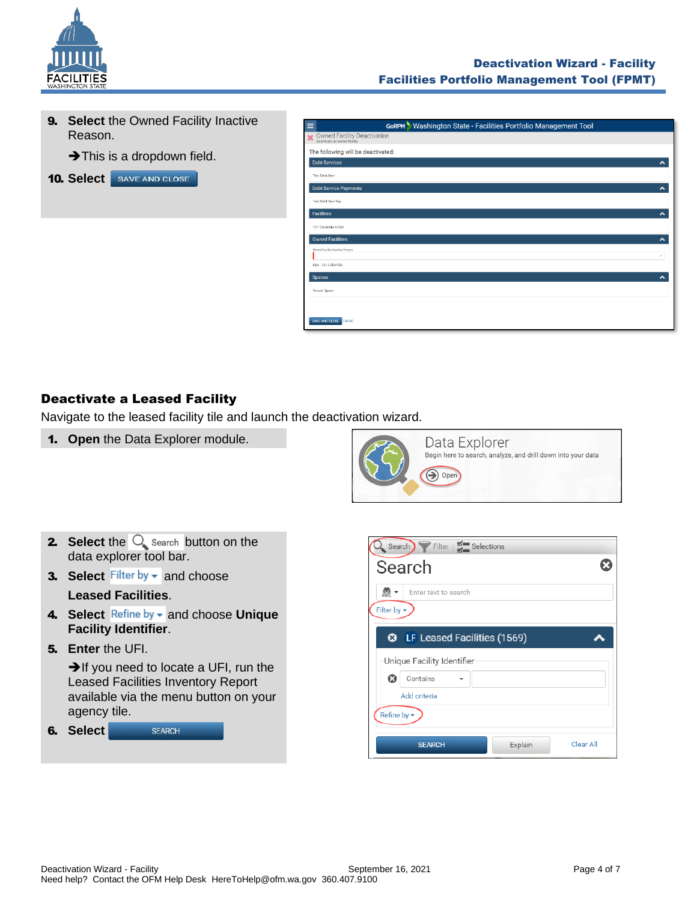9. **Select** the Owned Facility Inactive Reason.

   ➔This is a dropdown field.

10. **Select** SAVE AND CLOSE

## Deactivate a Leased Facility

Navigate to the leased facility tile and launch the deactivation wizard.

1. **Open** the Data Explorer module.

2. **Select** the Search button on the data explorer tool bar.

3. **Select** Filter by and choose **Leased Facilities**.

4. **Select** Refine by and choose **Unique Facility Identifier**.

5. **Enter** the UFI.

   ➔If you need to locate a UFI, run the Leased Facilities Inventory Report available via the menu button on your agency tile.

6. **Select** SEARCH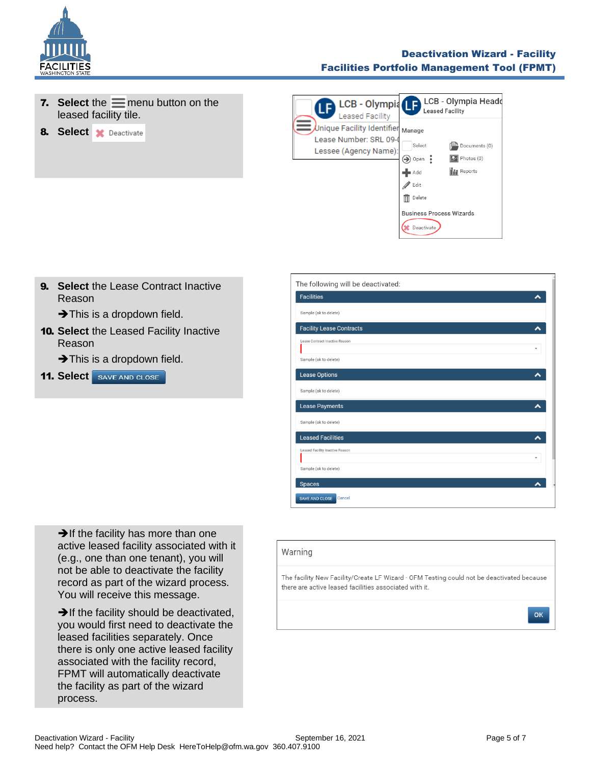7. **Select** the ☰ menu button on the leased facility tile.
8. **Select** ✖ Deactivate

9. **Select** the Lease Contract Inactive Reason

   ➔This is a dropdown field.

10. **Select** the Leased Facility Inactive Reason

    ➔This is a dropdown field.

11. **Select** SAVE AND CLOSE

➔If the facility has more than one active leased facility associated with it (e.g., one than one tenant), you will not be able to deactivate the facility record as part of the wizard process. You will receive this message.

➔If the facility should be deactivated, you would first need to deactivate the leased facilities separately. Once there is only one active leased facility associated with the facility record, FPMT will automatically deactivate the facility as part of the wizard process.

Warning

The facility New Facility/Create LF Wizard - OFM Testing could not be deactivated because there are active leased facilities associated with it.

OK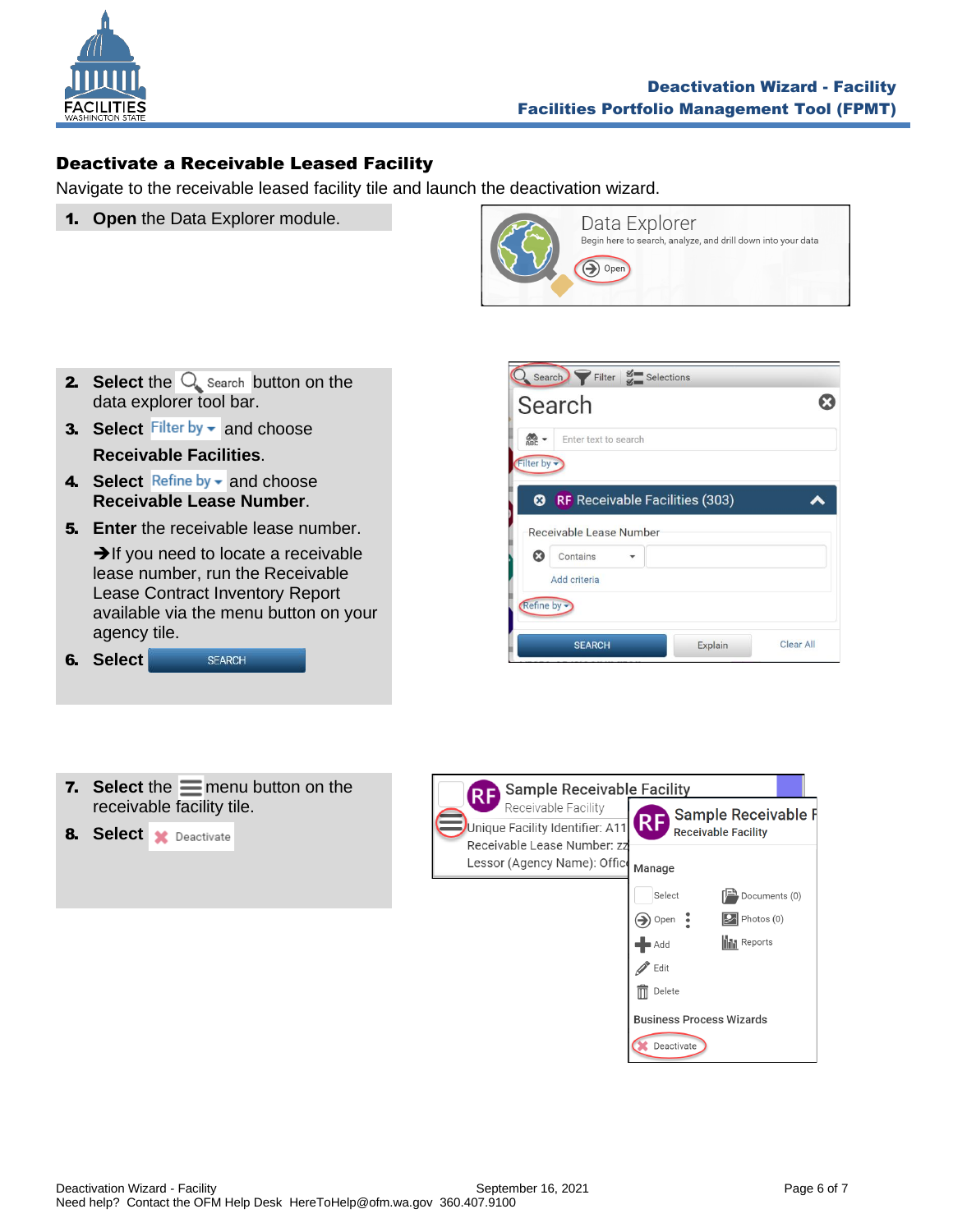## Deactivate a Receivable Leased Facility

Navigate to the receivable leased facility tile and launch the deactivation wizard.

1. **Open** the Data Explorer module.
2. **Select** the Search button on the data explorer tool bar.
3. **Select** Filter by and choose **Receivable Facilities**.
4. **Select** Refine by and choose **Receivable Lease Number**.
5. **Enter** the receivable lease number.

   ➔If you need to locate a receivable lease number, run the Receivable Lease Contract Inventory Report available via the menu button on your agency tile.
6. **Select** SEARCH
7. **Select** the menu button on the receivable facility tile.
8. **Select** Deactivate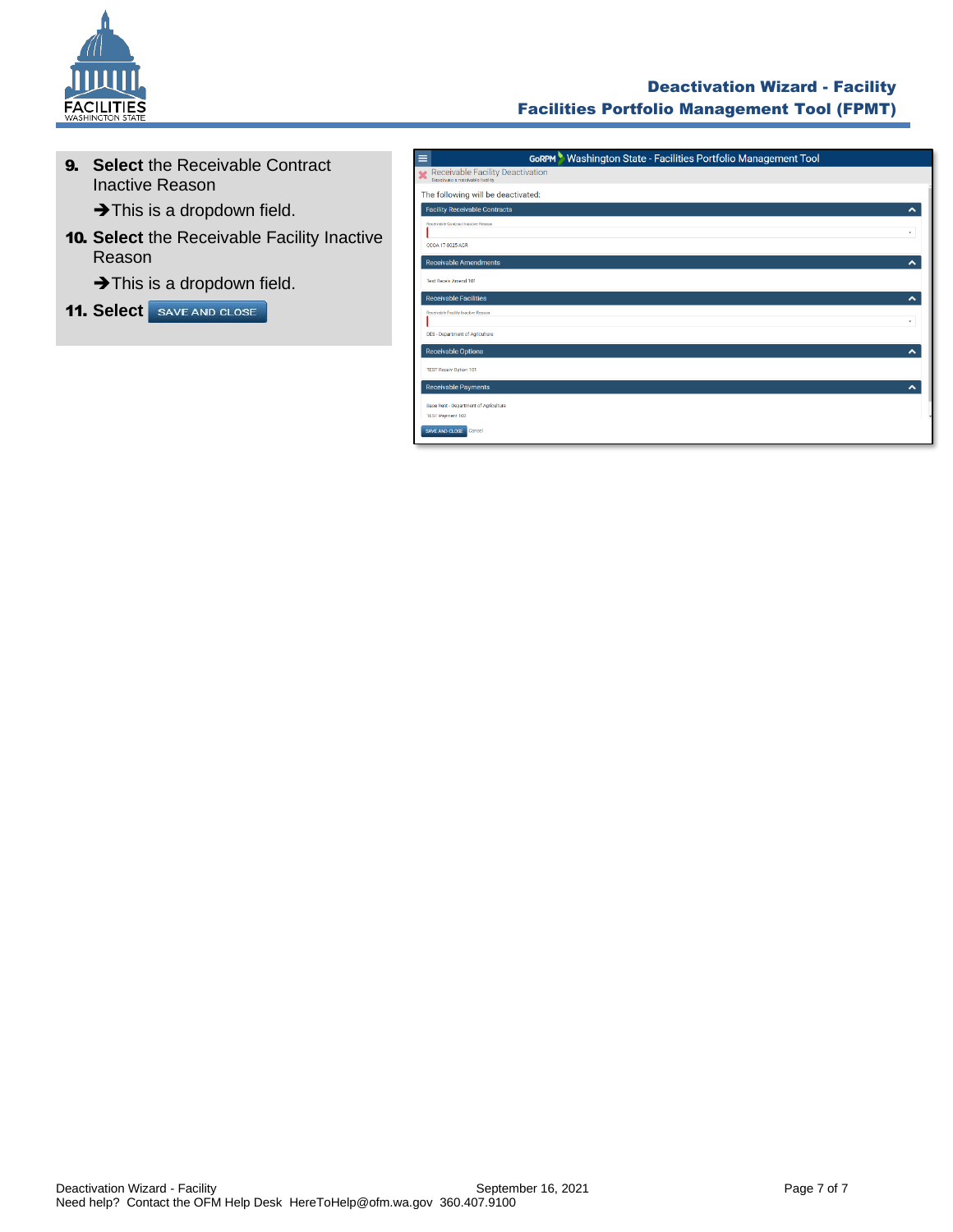9. **Select** the Receivable Contract Inactive Reason

   ➔This is a dropdown field.

10. **Select** the Receivable Facility Inactive Reason

    ➔This is a dropdown field.

11. **Select** SAVE AND CLOSE

GoRPM Washington State - Facilities Portfolio Management Tool

Receivable Facility Deactivation

Deactivate a receivable facility

The following will be deactivated:

**Facility Receivable Contracts**

Receivable Contract Inactive Reason

CCOA 17 0025 AGR

**Receivable Amendments**

Test Recev Amend 101

**Receivable Facilities**

Receivable Facility Inactive Reason

DES - Department of Agriculture

**Receivable Options**

TEST Recev Option 101

**Receivable Payments**

Base Rent - Department of Agriculture

TEST Payment 102

SAVE AND CLOSE Cancel